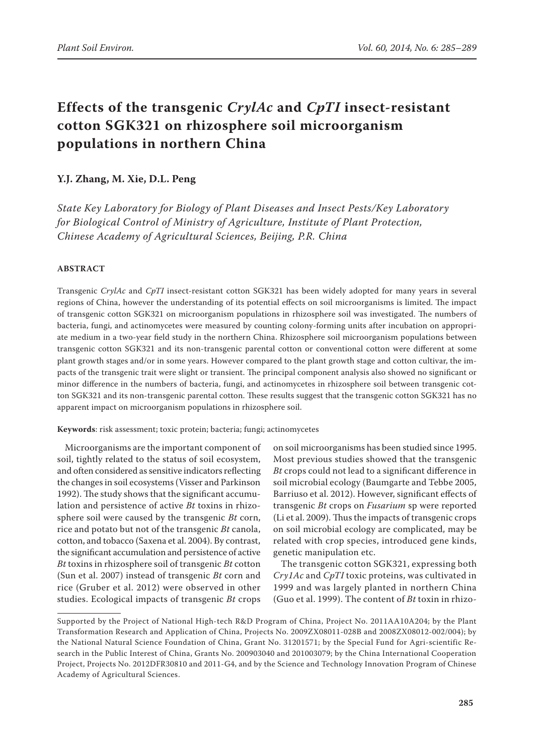# Effects of the transgenic *CrylAc* and *CpTI* insect-resistant cotton SGK321 on rhizosphere soil microorganism populations in northern China

**Y.J. Zhang, M. Xie, D.L. Peng**

*State Key Laboratory for Biology of Plant Diseases and Insect Pests/Key Laboratory for Biological Control of Ministry of Agriculture, Institute of Plant Protection, Chinese Academy of Agricultural Sciences, Beijing, P.R. China*

## ABSTRACT

Transgenic *CrylAc* and *CpTI* insect-resistant cotton SGK321 has been widely adopted for many years in several regions of China, however the understanding of its potential effects on soil microorganisms is limited. The impact of transgenic cotton SGK321 on microorganism populations in rhizosphere soil was investigated. The numbers of bacteria, fungi, and actinomycetes were measured by counting colony-forming units after incubation on appropriate medium in a two-year field study in the northern China. Rhizosphere soil microorganism populations between transgenic cotton SGK321 and its non-transgenic parental cotton or conventional cotton were different at some plant growth stages and/or in some years. However compared to the plant growth stage and cotton cultivar, the impacts of the transgenic trait were slight or transient. The principal component analysis also showed no significant or minor difference in the numbers of bacteria, fungi, and actinomycetes in rhizosphere soil between transgenic cotton SGK321 and its non-transgenic parental cotton. These results suggest that the transgenic cotton SGK321 has no apparent impact on microorganism populations in rhizosphere soil.

**Keywords**: risk assessment; toxic protein; bacteria; fungi; actinomycetes

Microorganisms are the important component of soil, tightly related to the status of soil ecosystem, and often considered as sensitive indicators reflecting the changes in soil ecosystems (Visser and Parkinson 1992). The study shows that the significant accumulation and persistence of active *Bt* toxins in rhizosphere soil were caused by the transgenic *Bt* corn, rice and potato but not of the transgenic *Bt* canola, cotton, and tobacco (Saxena et al. 2004). By contrast, the significant accumulation and persistence of active *Bt* toxins in rhizosphere soil of transgenic *Bt* cotton (Sun et al. 2007) instead of transgenic *Bt* corn and rice (Gruber et al. 2012) were observed in other studies. Ecological impacts of transgenic *Bt* crops on soil microorganisms has been studied since 1995. Most previous studies showed that the transgenic *Bt* crops could not lead to a significant difference in soil microbial ecology (Baumgarte and Tebbe 2005, Barriuso et al. 2012). However, significant effects of transgenic *Bt* crops on *Fusarium* sp were reported (Li et al. 2009). Thus the impacts of transgenic crops on soil microbial ecology are complicated, may be related with crop species, introduced gene kinds, genetic manipulation etc.

The transgenic cotton SGK321, expressing both *Cry1Ac* and *CpTI* toxic proteins, was cultivated in 1999 and was largely planted in northern China (Guo et al. 1999). The content of *Bt* toxin in rhizo-

Supported by the Project of National High-tech R&D Program of China, Project No. 2011AA10A204; by the Plant Transformation Research and Application of China, Projects No. 2009ZX08011-028B and 2008ZX08012-002/004); by the National Natural Science Foundation of China, Grant No. 31201571; by the Special Fund for Agri-scientific Research in the Public Interest of China, Grants No. 200903040 and 201003079; by the China International Cooperation Project, Projects No. 2012DFR30810 and 2011-G4, and by the Science and Technology Innovation Program of Chinese Academy of Agricultural Sciences.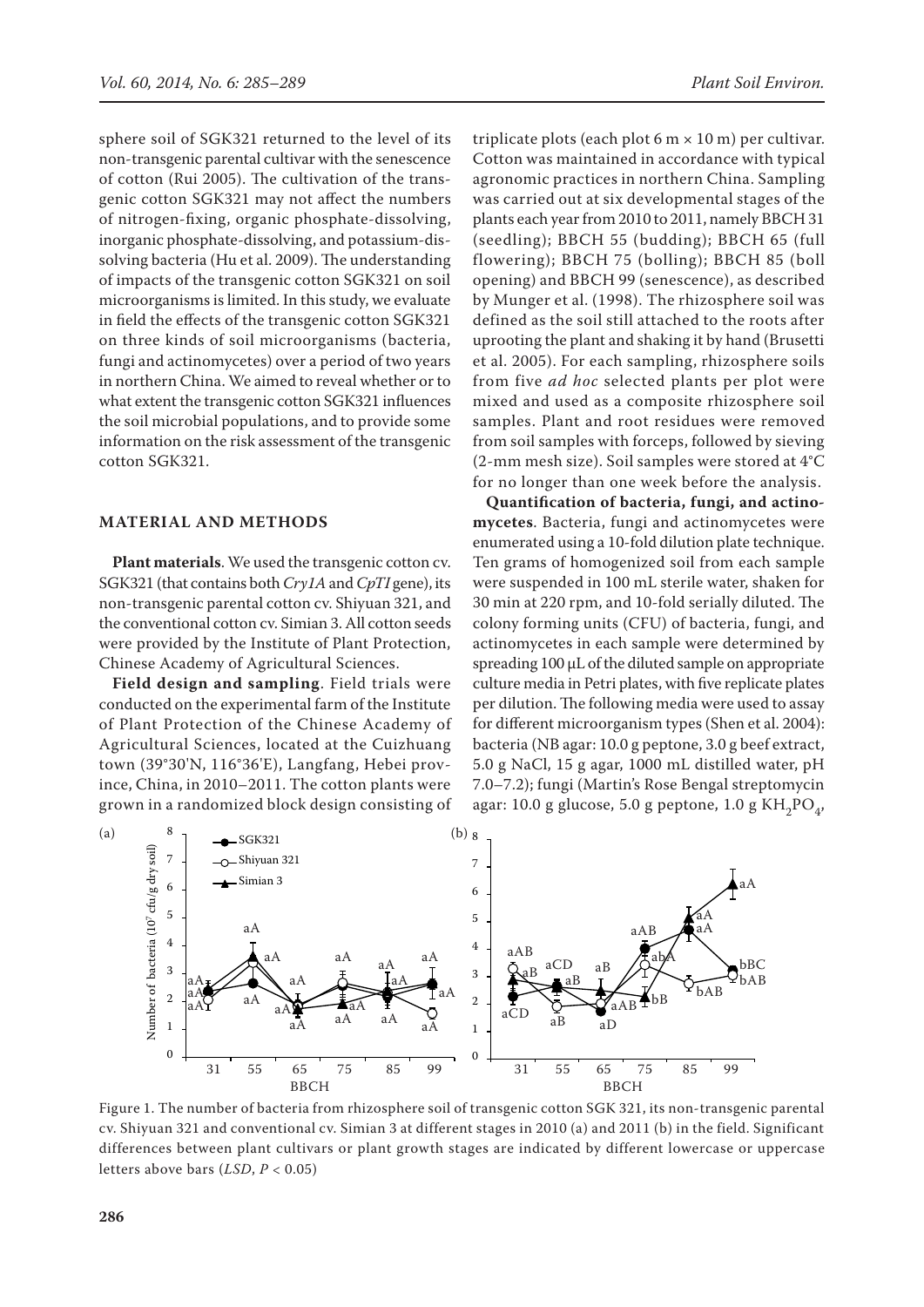sphere soil of SGK321 returned to the level of its non-transgenic parental cultivar with the senescence of cotton (Rui 2005). The cultivation of the transgenic cotton SGK321 may not affect the numbers of nitrogen-fixing, organic phosphate-dissolving, inorganic phosphate-dissolving, and potassium-dissolving bacteria (Hu et al. 2009). The understanding of impacts of the transgenic cotton SGK321 on soil microorganisms is limited. In this study, we evaluate in field the effects of the transgenic cotton SGK321 on three kinds of soil microorganisms (bacteria, fungi and actinomycetes) over a period of two years in northern China. We aimed to reveal whether or to what extent the transgenic cotton SGK321 influences the soil microbial populations, and to provide some information on the risk assessment of the transgenic cotton SGK321.

## MATERIAL AND METHODS

**Plant materials**. We used the transgenic cotton cv. SGK321 (that contains both *Cry1A* and *CpTI* gene), its non-transgenic parental cotton cv. Shiyuan 321, and the conventional cotton cv. Simian 3. All cotton seeds were provided by the Institute of Plant Protection, Chinese Academy of Agricultural Sciences.

**Field design and sampling**. Field trials were conducted on the experimental farm of the Institute of Plant Protection of the Chinese Academy of Agricultural Sciences, located at the Cuizhuang town (39°30'N, 116°36'E), Langfang, Hebei province, China, in 2010–2011. The cotton plants were grown in a randomized block design consisting of triplicate plots (each plot 6 m × 10 m) per cultivar. Cotton was maintained in accordance with typical agronomic practices in northern China. Sampling was carried out at six developmental stages of the plants each year from 2010 to 2011, namely BBCH 31 (seedling); BBCH 55 (budding); BBCH 65 (full flowering); BBCH 75 (bolling); BBCH 85 (boll opening) and BBCH 99 (senescence), as described by Munger et al. (1998). The rhizosphere soil was defined as the soil still attached to the roots after uprooting the plant and shaking it by hand (Brusetti et al. 2005). For each sampling, rhizosphere soils from five *ad hoc* selected plants per plot were mixed and used as a composite rhizosphere soil samples. Plant and root residues were removed from soil samples with forceps, followed by sieving (2-mm mesh size). Soil samples were stored at 4°C for no longer than one week before the analysis.

**Quantification of bacteria, fungi, and actinomycetes**. Bacteria, fungi and actinomycetes were enumerated using a 10-fold dilution plate technique. Ten grams of homogenized soil from each sample were suspended in 100 mL sterile water, shaken for 30 min at 220 rpm, and 10-fold serially diluted. The colony forming units (CFU) of bacteria, fungi, and actinomycetes in each sample were determined by spreading 100 μL of the diluted sample on appropriate culture media in Petri plates, with five replicate plates per dilution. The following media were used to assay for different microorganism types (Shen et al. 2004): bacteria (NB agar: 10.0 g peptone, 3.0 g beef extract, 5.0 g NaCl, 15 g agar, 1000 mL distilled water, pH 7.0–7.2); fungi (Martin's Rose Bengal streptomycin agar: 10.0 g glucose, 5.0 g peptone, 1.0 g $KH_2PO_4$,

Figure 1. The number of bacteria from rhizosphere soil of transgenic cotton SGK 321, its non-transgenic parental cv. Shiyuan 321 and conventional cv. Simian 3 at different stages in 2010 (a) and 2011 (b) in the field. Significant differences between plant cultivars or plant growth stages are indicated by different lowercase or uppercase letters above bars (*LSD*, $P < 0.05$)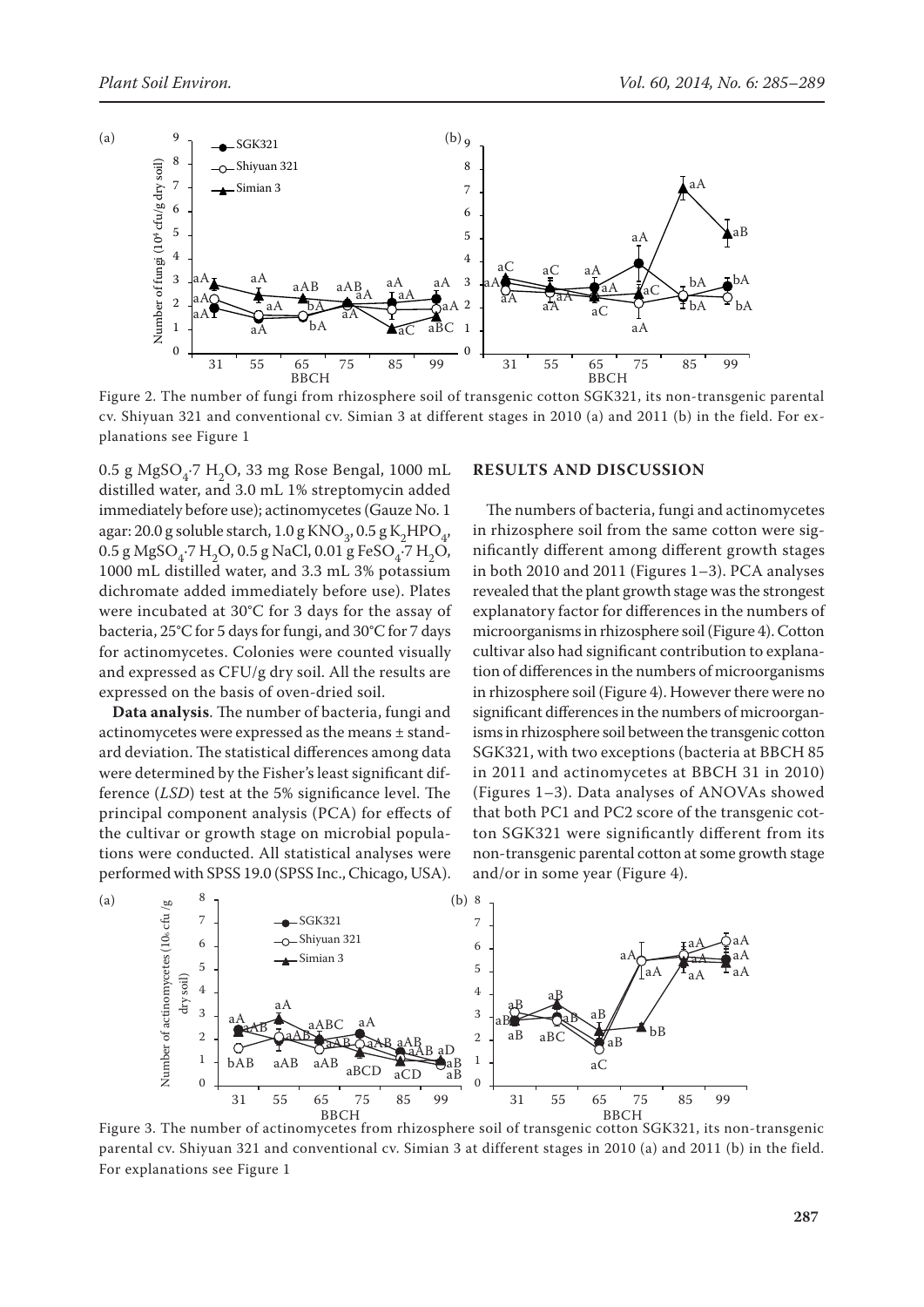Figure 2. The number of fungi from rhizosphere soil of transgenic cotton SGK321, its non-transgenic parental cv. Shiyuan 321 and conventional cv. Simian 3 at different stages in 2010 (a) and 2011 (b) in the field. For explanations see Figure 1

0.5 g $MgSO_4 \cdot 7\ H_2O$, 33 mg Rose Bengal, 1000 mL distilled water, and 3.0 mL 1% streptomycin added immediately before use); actinomycetes (Gauze No. 1 agar: 20.0 g soluble starch, 1.0 g $KNO_3$, 0.5 g $K_2HPO_4$, 0.5 g $MgSO_4 \cdot 7\ H_2O$, 0.5 g NaCl, 0.01 g $FeSO_4 \cdot 7\ H_2O$, 1000 mL distilled water, and 3.3 mL 3% potassium dichromate added immediately before use). Plates were incubated at 30°C for 3 days for the assay of bacteria, 25°C for 5 days for fungi, and 30°C for 7 days for actinomycetes. Colonies were counted visually and expressed as CFU/g dry soil. All the results are expressed on the basis of oven-dried soil.

**Data analysis**. The number of bacteria, fungi and actinomycetes were expressed as the means ± standard deviation. The statistical differences among data were determined by the Fisher's least significant difference (*LSD*) test at the 5% significance level. The principal component analysis (PCA) for effects of the cultivar or growth stage on microbial populations were conducted. All statistical analyses were performed with SPSS 19.0 (SPSS Inc., Chicago, USA).

## RESULTS AND DISCUSSION

The numbers of bacteria, fungi and actinomycetes in rhizosphere soil from the same cotton were significantly different among different growth stages in both 2010 and 2011 (Figures 1–3). PCA analyses revealed that the plant growth stage was the strongest explanatory factor for differences in the numbers of microorganisms in rhizosphere soil (Figure 4). Cotton cultivar also had significant contribution to explanation of differences in the numbers of microorganisms in rhizosphere soil (Figure 4). However there were no significant differences in the numbers of microorganisms in rhizosphere soil between the transgenic cotton SGK321, with two exceptions (bacteria at BBCH 85 in 2011 and actinomycetes at BBCH 31 in 2010) (Figures 1–3). Data analyses of ANOVAs showed that both PC1 and PC2 score of the transgenic cotton SGK321 were significantly different from its non-transgenic parental cotton at some growth stage and/or in some year (Figure 4).

Figure 3. The number of actinomycetes from rhizosphere soil of transgenic cotton SGK321, its non-transgenic parental cv. Shiyuan 321 and conventional cv. Simian 3 at different stages in 2010 (a) and 2011 (b) in the field. For explanations see Figure 1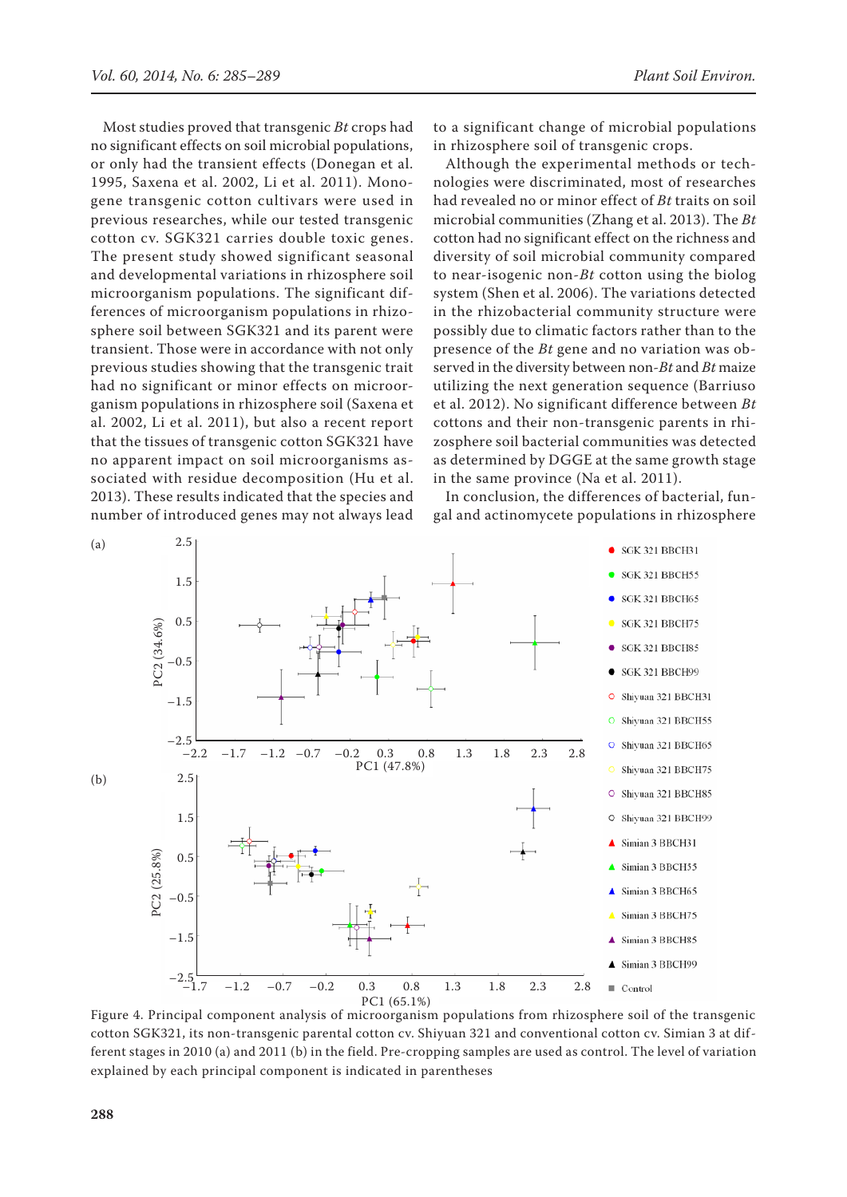Most studies proved that transgenic *Bt* crops had no significant effects on soil microbial populations, or only had the transient effects (Donegan et al. 1995, Saxena et al. 2002, Li et al. 2011). Monogene transgenic cotton cultivars were used in previous researches, while our tested transgenic cotton cv. SGK321 carries double toxic genes. The present study showed significant seasonal and developmental variations in rhizosphere soil microorganism populations. The significant differences of microorganism populations in rhizosphere soil between SGK321 and its parent were transient. Those were in accordance with not only previous studies showing that the transgenic trait had no significant or minor effects on microorganism populations in rhizosphere soil (Saxena et al. 2002, Li et al. 2011), but also a recent report that the tissues of transgenic cotton SGK321 have no apparent impact on soil microorganisms associated with residue decomposition (Hu et al. 2013). These results indicated that the species and number of introduced genes may not always lead to a significant change of microbial populations in rhizosphere soil of transgenic crops.

Although the experimental methods or technologies were discriminated, most of researches had revealed no or minor effect of *Bt* traits on soil microbial communities (Zhang et al. 2013). The *Bt* cotton had no significant effect on the richness and diversity of soil microbial community compared to near-isogenic non-*Bt* cotton using the biolog system (Shen et al. 2006). The variations detected in the rhizobacterial community structure were possibly due to climatic factors rather than to the presence of the *Bt* gene and no variation was observed in the diversity between non-*Bt* and *Bt* maize utilizing the next generation sequence (Barriuso et al. 2012). No significant difference between *Bt* cottons and their non-transgenic parents in rhizosphere soil bacterial communities was detected as determined by DGGE at the same growth stage in the same province (Na et al. 2011).

In conclusion, the differences of bacterial, fungal and actinomycete populations in rhizosphere

Figure 4. Principal component analysis of microorganism populations from rhizosphere soil of the transgenic cotton SGK321, its non-transgenic parental cotton cv. Shiyuan 321 and conventional cotton cv. Simian 3 at different stages in 2010 (a) and 2011 (b) in the field. Pre-cropping samples are used as control. The level of variation explained by each principal component is indicated in parentheses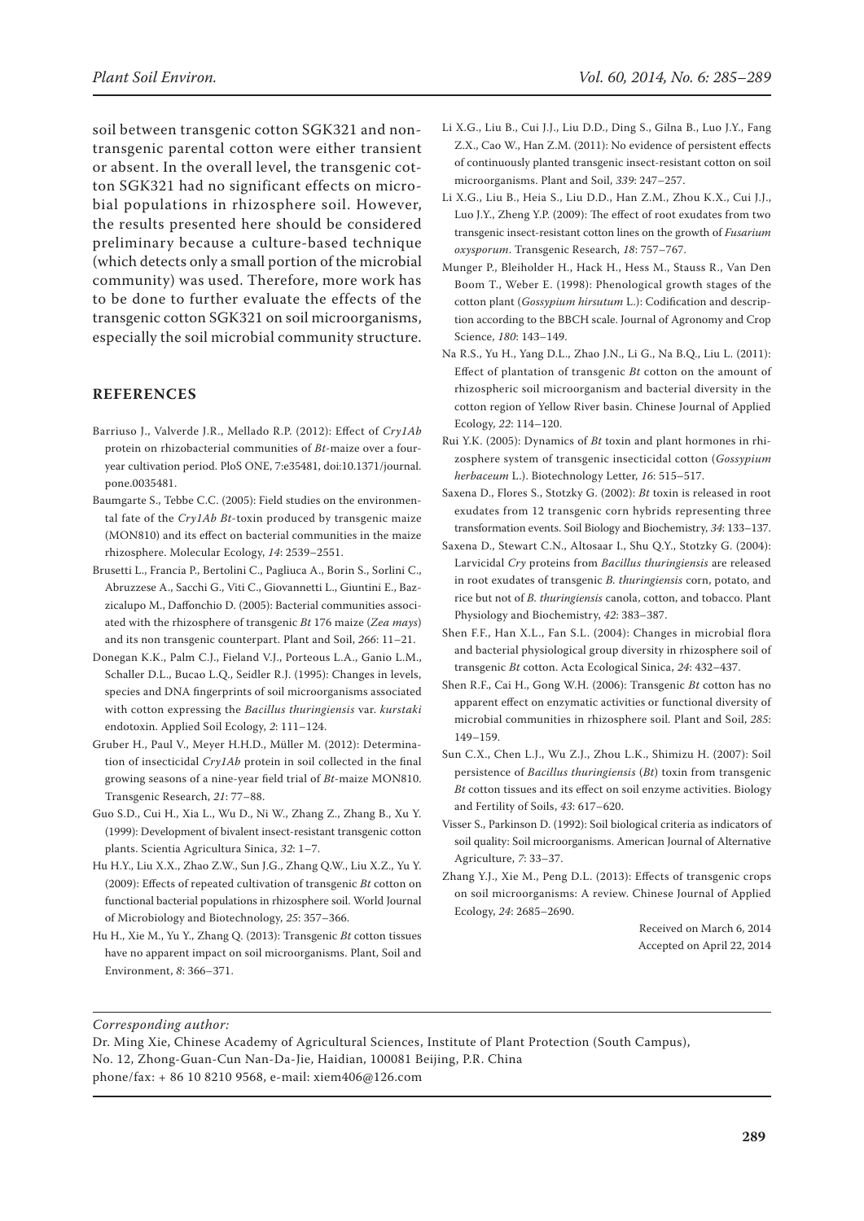soil between transgenic cotton SGK321 and non-transgenic parental cotton were either transient or absent. In the overall level, the transgenic cotton SGK321 had no significant effects on microbial populations in rhizosphere soil. However, the results presented here should be considered preliminary because a culture-based technique (which detects only a small portion of the microbial community) was used. Therefore, more work has to be done to further evaluate the effects of the transgenic cotton SGK321 on soil microorganisms, especially the soil microbial community structure.

## REFERENCES

Barriuso J., Valverde J.R., Mellado R.P. (2012): Effect of *Cry1Ab* protein on rhizobacterial communities of *Bt*-maize over a four-year cultivation period. PloS ONE, 7:e35481, doi:10.1371/journal.pone.0035481.

Baumgarte S., Tebbe C.C. (2005): Field studies on the environmental fate of the *Cry1Ab Bt*-toxin produced by transgenic maize (MON810) and its effect on bacterial communities in the maize rhizosphere. Molecular Ecology, *14*: 2539–2551.

Brusetti L., Francia P., Bertolini C., Pagliuca A., Borin S., Sorlini C., Abruzzese A., Sacchi G., Viti C., Giovannetti L., Giuntini E., Bazzicalupo M., Daffonchio D. (2005): Bacterial communities associated with the rhizosphere of transgenic *Bt* 176 maize (*Zea mays*) and its non transgenic counterpart. Plant and Soil, *266*: 11–21.

Donegan K.K., Palm C.J., Fieland V.J., Porteous L.A., Ganio L.M., Schaller D.L., Bucao L.Q., Seidler R.J. (1995): Changes in levels, species and DNA fingerprints of soil microorganisms associated with cotton expressing the *Bacillus thuringiensis* var. *kurstaki* endotoxin. Applied Soil Ecology, *2*: 111–124.

Gruber H., Paul V., Meyer H.H.D., Müller M. (2012): Determination of insecticidal *Cry1Ab* protein in soil collected in the final growing seasons of a nine-year field trial of *Bt*-maize MON810. Transgenic Research, *21*: 77–88.

Guo S.D., Cui H., Xia L., Wu D., Ni W., Zhang Z., Zhang B., Xu Y. (1999): Development of bivalent insect-resistant transgenic cotton plants. Scientia Agricultura Sinica, *32*: 1–7.

Hu H.Y., Liu X.X., Zhao Z.W., Sun J.G., Zhang Q.W., Liu X.Z., Yu Y. (2009): Effects of repeated cultivation of transgenic *Bt* cotton on functional bacterial populations in rhizosphere soil. World Journal of Microbiology and Biotechnology, *25*: 357–366.

Hu H., Xie M., Yu Y., Zhang Q. (2013): Transgenic *Bt* cotton tissues have no apparent impact on soil microorganisms. Plant, Soil and Environment, *8*: 366–371.

Li X.G., Liu B., Cui J.J., Liu D.D., Ding S., Gilna B., Luo J.Y., Fang Z.X., Cao W., Han Z.M. (2011): No evidence of persistent effects of continuously planted transgenic insect-resistant cotton on soil microorganisms. Plant and Soil, *339*: 247–257.

Li X.G., Liu B., Heia S., Liu D.D., Han Z.M., Zhou K.X., Cui J.J., Luo J.Y., Zheng Y.P. (2009): The effect of root exudates from two transgenic insect-resistant cotton lines on the growth of *Fusarium oxysporum*. Transgenic Research, *18*: 757–767.

Munger P., Bleiholder H., Hack H., Hess M., Stauss R., Van Den Boom T., Weber E. (1998): Phenological growth stages of the cotton plant (*Gossypium hirsutum* L.): Codification and description according to the BBCH scale. Journal of Agronomy and Crop Science, *180*: 143–149.

Na R.S., Yu H., Yang D.L., Zhao J.N., Li G., Na B.Q., Liu L. (2011): Effect of plantation of transgenic *Bt* cotton on the amount of rhizospheric soil microorganism and bacterial diversity in the cotton region of Yellow River basin. Chinese Journal of Applied Ecology, *22*: 114–120.

Rui Y.K. (2005): Dynamics of *Bt* toxin and plant hormones in rhizosphere system of transgenic insecticidal cotton (*Gossypium herbaceum* L.). Biotechnology Letter, *16*: 515–517.

Saxena D., Flores S., Stotzky G. (2002): *Bt* toxin is released in root exudates from 12 transgenic corn hybrids representing three transformation events. Soil Biology and Biochemistry, *34*: 133–137.

Saxena D., Stewart C.N., Altosaar I., Shu Q.Y., Stotzky G. (2004): Larvicidal *Cry* proteins from *Bacillus thuringiensis* are released in root exudates of transgenic *B. thuringiensis* corn, potato, and rice but not of *B. thuringiensis* canola, cotton, and tobacco. Plant Physiology and Biochemistry, *42*: 383–387.

Shen F.F., Han X.L., Fan S.L. (2004): Changes in microbial flora and bacterial physiological group diversity in rhizosphere soil of transgenic *Bt* cotton. Acta Ecological Sinica, *24*: 432–437.

Shen R.F., Cai H., Gong W.H. (2006): Transgenic *Bt* cotton has no apparent effect on enzymatic activities or functional diversity of microbial communities in rhizosphere soil. Plant and Soil, *285*: 149–159.

Sun C.X., Chen L.J., Wu Z.J., Zhou L.K., Shimizu H. (2007): Soil persistence of *Bacillus thuringiensis* (*Bt*) toxin from transgenic *Bt* cotton tissues and its effect on soil enzyme activities. Biology and Fertility of Soils, *43*: 617–620.

Visser S., Parkinson D. (1992): Soil biological criteria as indicators of soil quality: Soil microorganisms. American Journal of Alternative Agriculture, *7*: 33–37.

Zhang Y.J., Xie M., Peng D.L. (2013): Effects of transgenic crops on soil microorganisms: A review. Chinese Journal of Applied Ecology, *24*: 2685–2690.

Received on March 6, 2014
Accepted on April 22, 2014

*Corresponding author:*

Dr. Ming Xie, Chinese Academy of Agricultural Sciences, Institute of Plant Protection (South Campus), No. 12, Zhong-Guan-Cun Nan-Da-Jie, Haidian, 100081 Beijing, P.R. China
phone/fax: + 86 10 8210 9568, e-mail: xiem406@126.com